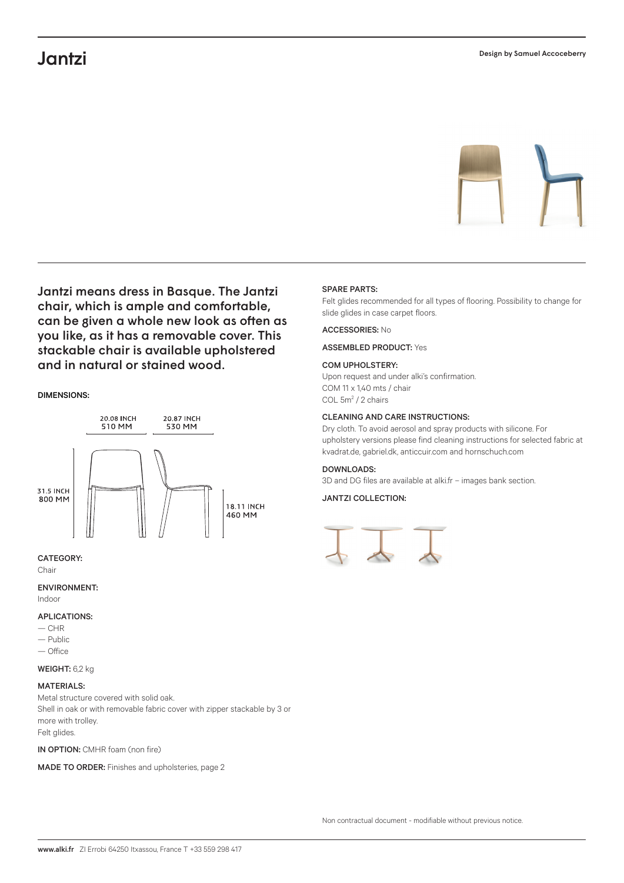# Jantzi

Design by Samuel Accoceberry

**Jantzi means dress in Basque. The Jantzi chair, which is ample and comfortable, can be given a whole new look as often as you like, as it has a removable cover. This stackable chair is available upholstered and in natural or stained wood.**

**DIMENSIONS:**

20.08 INCH
510 MM

20.87 INCH
530 MM

31.5 INCH
800 MM

18.11 INCH
460 MM

**CATEGORY:**
Chair

**ENVIRONMENT:**
Indoor

**APLICATIONS:**
— CHR
— Public
— Office

**WEIGHT:** 6,2 kg

**MATERIALS:**
Metal structure covered with solid oak.
Shell in oak or with removable fabric cover with zipper stackable by 3 or more with trolley.
Felt glides.

**IN OPTION:** CMHR foam (non fire)

**MADE TO ORDER:** Finishes and upholsteries, page 2

**SPARE PARTS:**
Felt glides recommended for all types of flooring. Possibility to change for slide glides in case carpet floors.

**ACCESSORIES:** No

**ASSEMBLED PRODUCT:** Yes

**COM UPHOLSTERY:**
Upon request and under alki's confirmation.
COM 11 x 1,40 mts / chair
COL 5m$^2$ / 2 chairs

**CLEANING AND CARE INSTRUCTIONS:**
Dry cloth. To avoid aerosol and spray products with silicone. For upholstery versions please find cleaning instructions for selected fabric at kvadrat.de, gabriel.dk, anticcuir.com and hornschuch.com

**DOWNLOADS:**
3D and DG files are available at alki.fr – images bank section.

**JANTZI COLLECTION:**

Non contractual document - modifiable without previous notice.

**www.alki.fr** ZI Errobi 64250 Itxassou, France T +33 559 298 417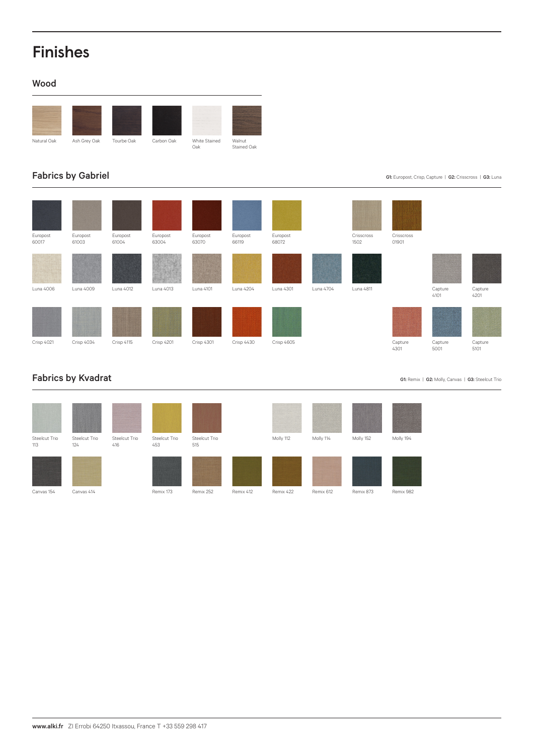# Finishes

## Wood

Natural Oak

Ash Grey Oak

Tourbe Oak

Carbon Oak

White Stained Oak

Walnut Stained Oak

## Fabrics by Gabriel

**G1:** Europost, Crisp, Capture | **G2:** Crisscross | **G3:** Luna

Europost 60017

Europost 61003

Europost 61004

Europost 63004

Europost 63070

Europost 66119

Europost 68072

Crisscross 1502

Crisscross 01901

Luna 4006

Luna 4009

Luna 4012

Luna 4013

Luna 4101

Luna 4204

Luna 4301

Luna 4704

Luna 4811

Capture 4101

Capture 4201

Crisp 4021

Crisp 4034

Crisp 4115

Crisp 4201

Crisp 4301

Crisp 4430

Crisp 4605

Capture 4301

Capture 5001

Capture 5101

## Fabrics by Kvadrat

**G1:** Remix | **G2:** Molly, Canvas | **G3:** Steelcut Trio

Steelcut Trio 113

Steelcut Trio 124

Steelcut Trio 416

Steelcut Trio 453

Steelcut Trio 515

Molly 112

Molly 114

Molly 152

Molly 194

Canvas 154

Canvas 414

Remix 173

Remix 252

Remix 412

Remix 422

Remix 612

Remix 873

Remix 982

**www.alki.fr** ZI Errobi 64250 Itxassou, France T +33 559 298 417